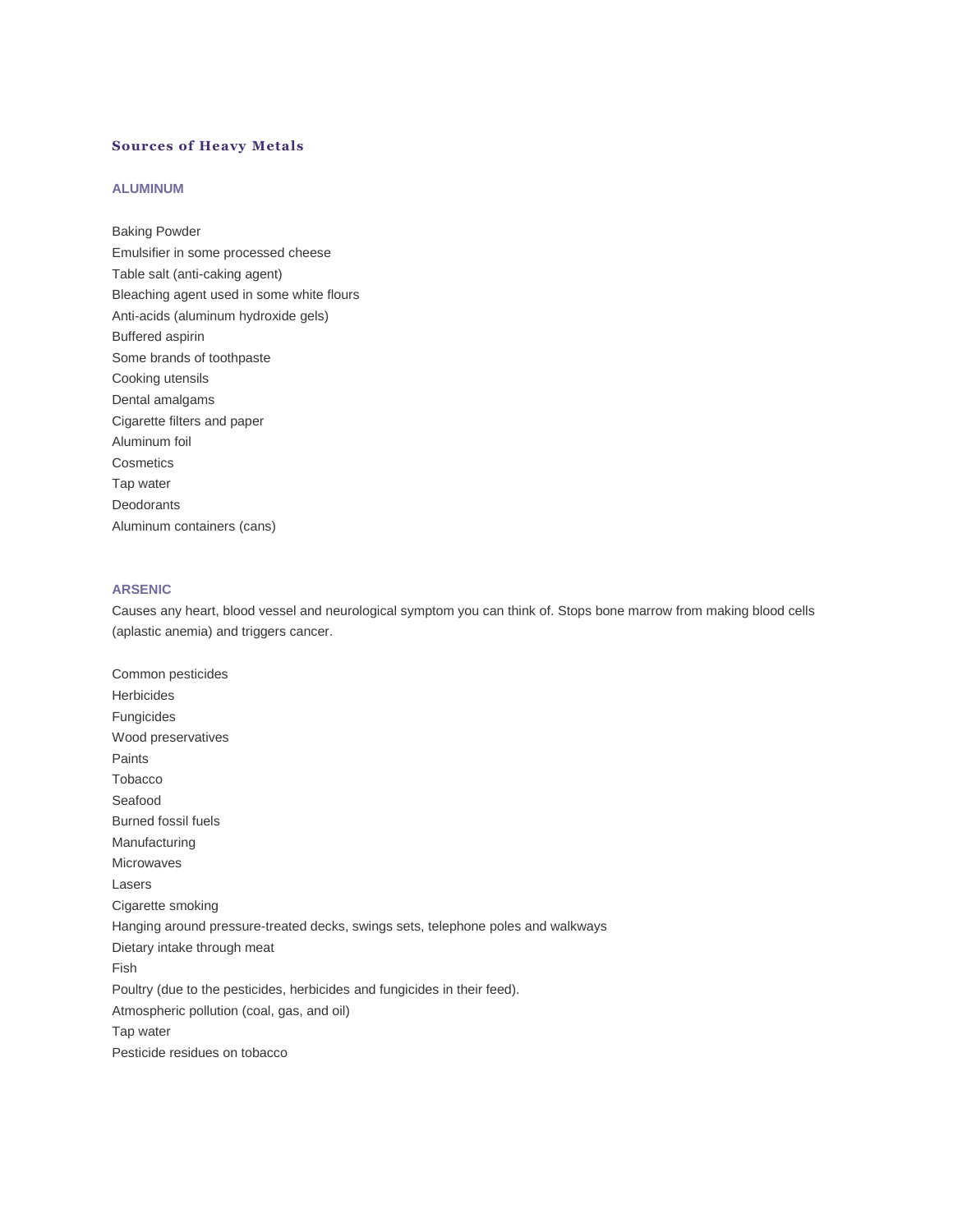# Sources of Heavy Metals

## ALUMINUM

Baking Powder
Emulsifier in some processed cheese
Table salt (anti-caking agent)
Bleaching agent used in some white flours
Anti-acids (aluminum hydroxide gels)
Buffered aspirin
Some brands of toothpaste
Cooking utensils
Dental amalgams
Cigarette filters and paper
Aluminum foil
Cosmetics
Tap water
Deodorants
Aluminum containers (cans)

## ARSENIC

Causes any heart, blood vessel and neurological symptom you can think of. Stops bone marrow from making blood cells (aplastic anemia) and triggers cancer.

Common pesticides
Herbicides
Fungicides
Wood preservatives
Paints
Tobacco
Seafood
Burned fossil fuels
Manufacturing
Microwaves
Lasers
Cigarette smoking
Hanging around pressure-treated decks, swings sets, telephone poles and walkways
Dietary intake through meat
Fish
Poultry (due to the pesticides, herbicides and fungicides in their feed).
Atmospheric pollution (coal, gas, and oil)
Tap water
Pesticide residues on tobacco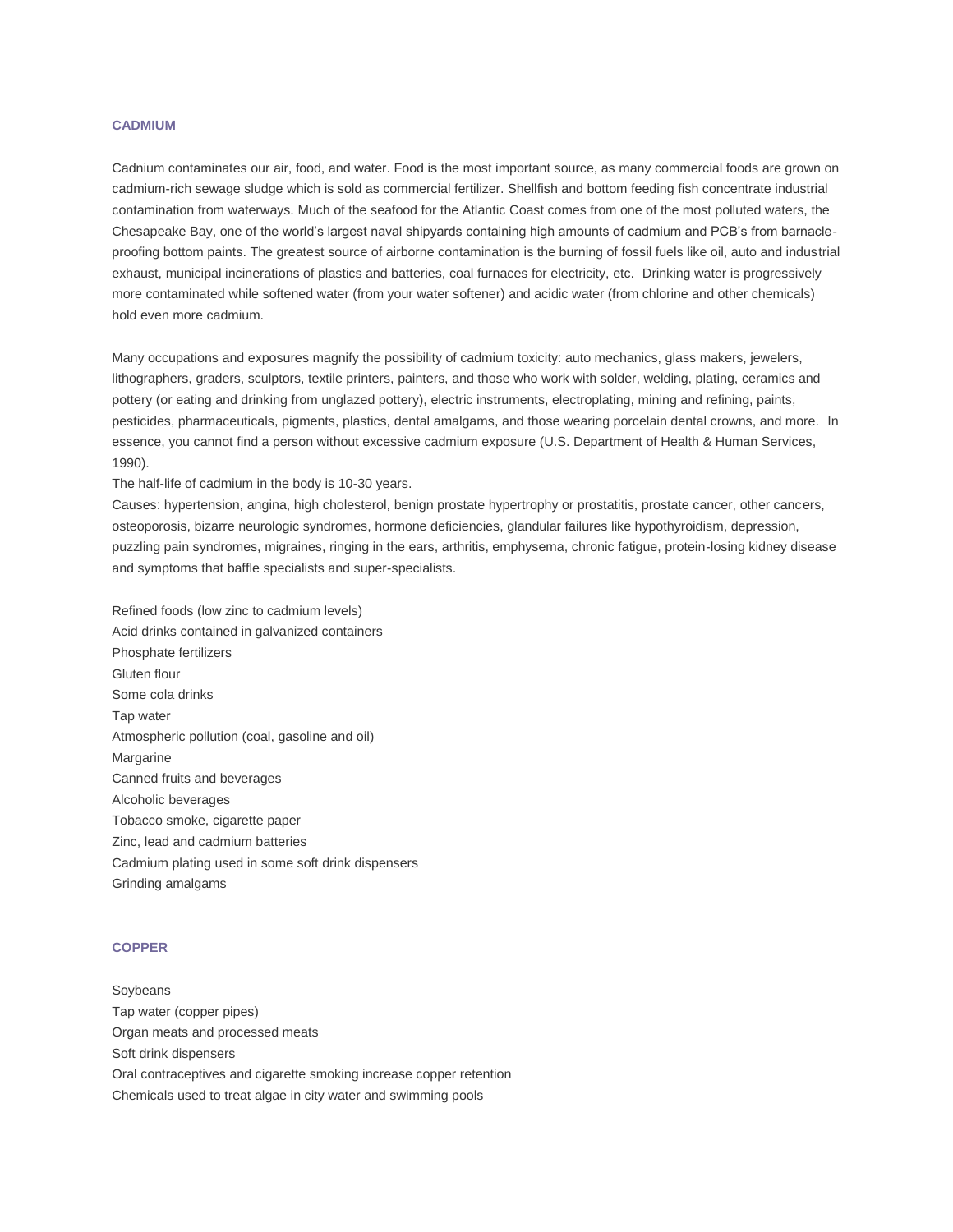## CADMIUM

Cadnium contaminates our air, food, and water. Food is the most important source, as many commercial foods are grown on cadmium-rich sewage sludge which is sold as commercial fertilizer. Shellfish and bottom feeding fish concentrate industrial contamination from waterways. Much of the seafood for the Atlantic Coast comes from one of the most polluted waters, the Chesapeake Bay, one of the world's largest naval shipyards containing high amounts of cadmium and PCB's from barnacle-proofing bottom paints. The greatest source of airborne contamination is the burning of fossil fuels like oil, auto and industrial exhaust, municipal incinerations of plastics and batteries, coal furnaces for electricity, etc. Drinking water is progressively more contaminated while softened water (from your water softener) and acidic water (from chlorine and other chemicals) hold even more cadmium.

Many occupations and exposures magnify the possibility of cadmium toxicity: auto mechanics, glass makers, jewelers, lithographers, graders, sculptors, textile printers, painters, and those who work with solder, welding, plating, ceramics and pottery (or eating and drinking from unglazed pottery), electric instruments, electroplating, mining and refining, paints, pesticides, pharmaceuticals, pigments, plastics, dental amalgams, and those wearing porcelain dental crowns, and more. In essence, you cannot find a person without excessive cadmium exposure (U.S. Department of Health & Human Services, 1990).

The half-life of cadmium in the body is 10-30 years.

Causes: hypertension, angina, high cholesterol, benign prostate hypertrophy or prostatitis, prostate cancer, other cancers, osteoporosis, bizarre neurologic syndromes, hormone deficiencies, glandular failures like hypothyroidism, depression, puzzling pain syndromes, migraines, ringing in the ears, arthritis, emphysema, chronic fatigue, protein-losing kidney disease and symptoms that baffle specialists and super-specialists.

Refined foods (low zinc to cadmium levels)
Acid drinks contained in galvanized containers
Phosphate fertilizers
Gluten flour
Some cola drinks
Tap water
Atmospheric pollution (coal, gasoline and oil)
Margarine
Canned fruits and beverages
Alcoholic beverages
Tobacco smoke, cigarette paper
Zinc, lead and cadmium batteries
Cadmium plating used in some soft drink dispensers
Grinding amalgams

## COPPER

Soybeans
Tap water (copper pipes)
Organ meats and processed meats
Soft drink dispensers
Oral contraceptives and cigarette smoking increase copper retention
Chemicals used to treat algae in city water and swimming pools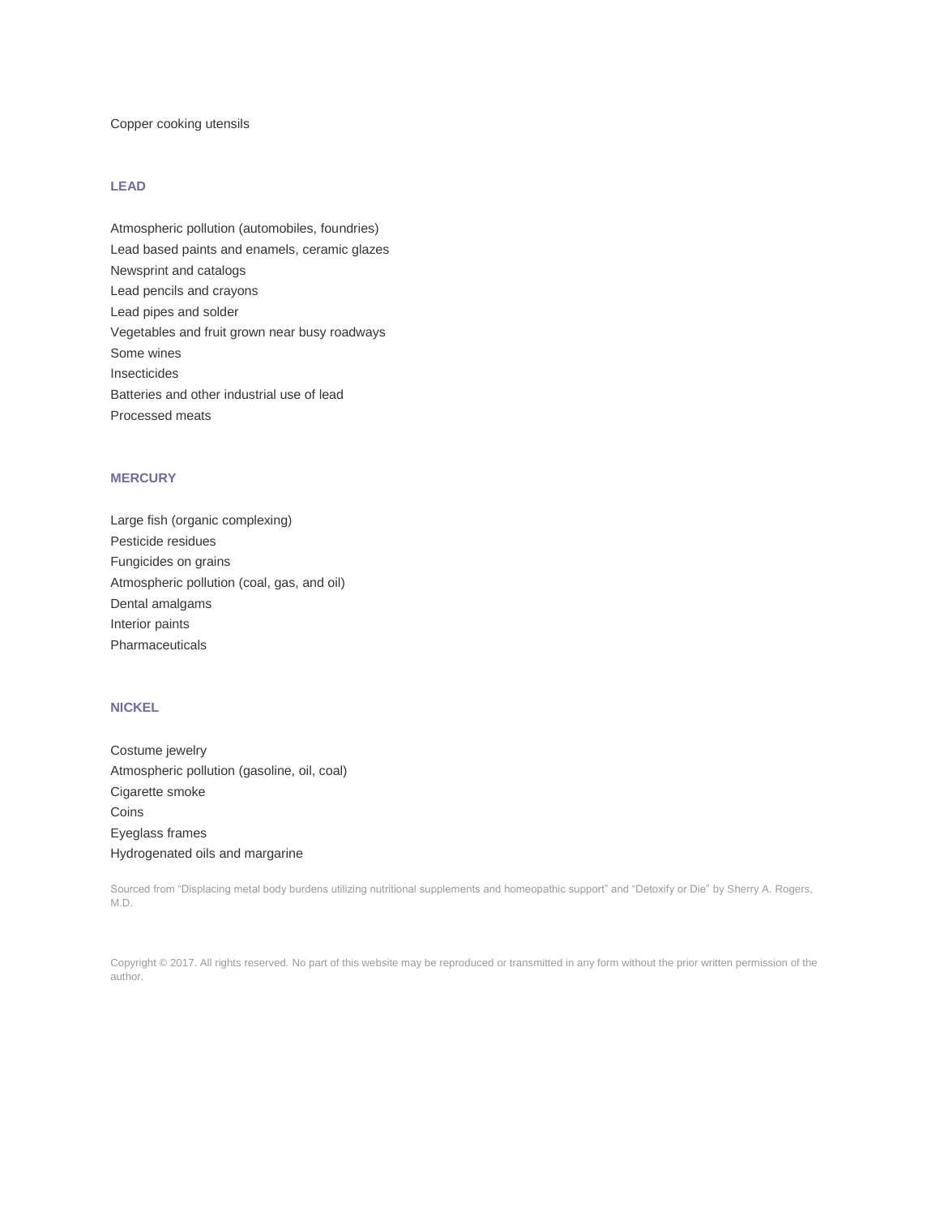Copper cooking utensils

### LEAD

Atmospheric pollution (automobiles, foundries)
Lead based paints and enamels, ceramic glazes
Newsprint and catalogs
Lead pencils and crayons
Lead pipes and solder
Vegetables and fruit grown near busy roadways
Some wines
Insecticides
Batteries and other industrial use of lead
Processed meats

### MERCURY

Large fish (organic complexing)
Pesticide residues
Fungicides on grains
Atmospheric pollution (coal, gas, and oil)
Dental amalgams
Interior paints
Pharmaceuticals

### NICKEL

Costume jewelry
Atmospheric pollution (gasoline, oil, coal)
Cigarette smoke
Coins
Eyeglass frames
Hydrogenated oils and margarine

Sourced from "Displacing metal body burdens utilizing nutritional supplements and homeopathic support" and "Detoxify or Die" by Sherry A. Rogers, M.D.

Copyright © 2017. All rights reserved. No part of this website may be reproduced or transmitted in any form without the prior written permission of the author.